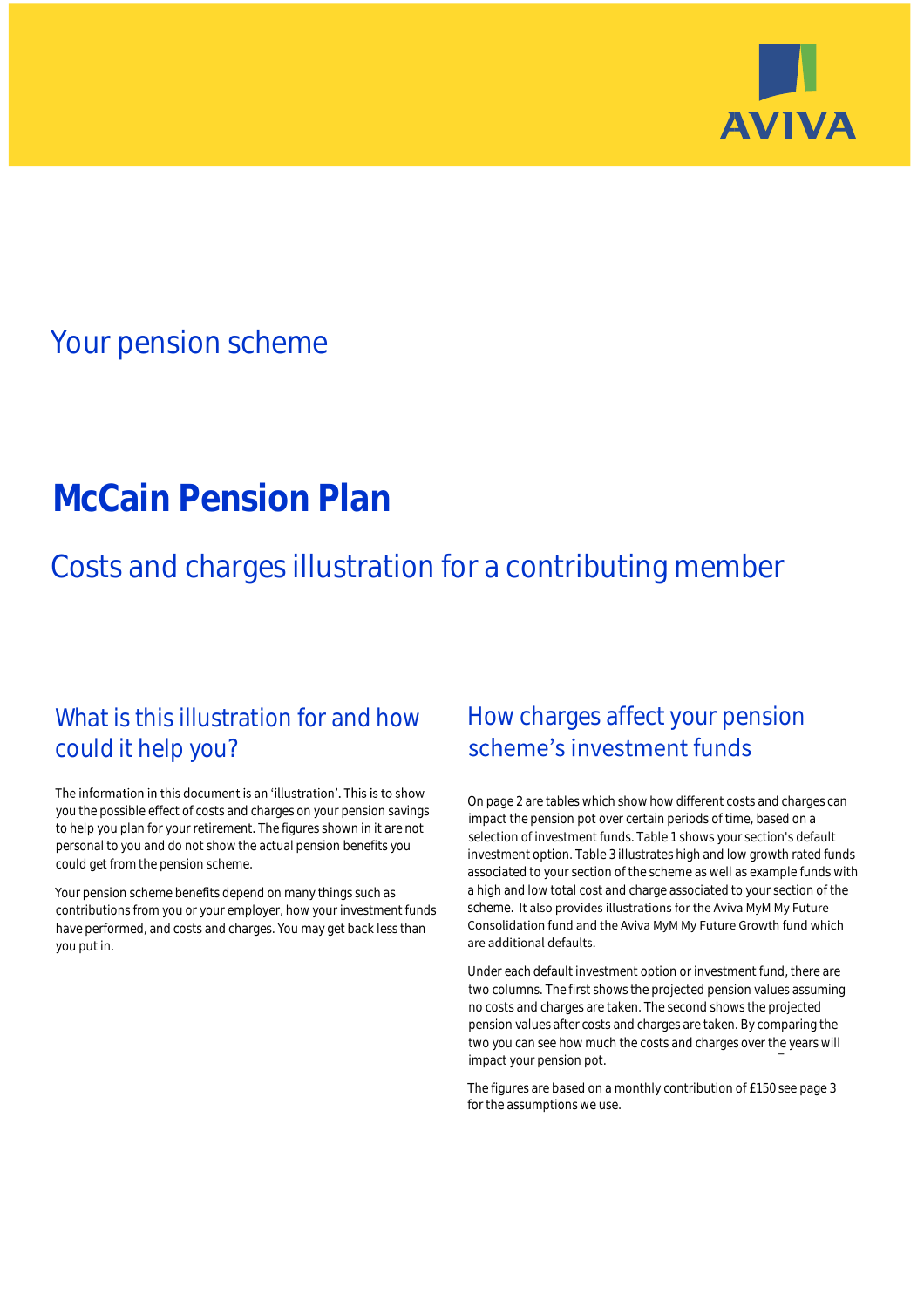AVIVA

## Your pension scheme

# McCain Pension Plan

## Costs and charges illustration for a contributing member

### What is this illustration for and how could it help you?

The information in this document is an 'illustration'. This is to show you the possible effect of costs and charges on your pension savings to help you plan for your retirement. The figures shown in it are not personal to you and do not show the actual pension benefits you could get from the pension scheme.

Your pension scheme benefits depend on many things such as contributions from you or your employer, how your investment funds have performed, and costs and charges. You may get back less than you put in.

### How charges affect your pension scheme's investment funds

On page 2 are tables which show how different costs and charges can impact the pension pot over certain periods of time, based on a selection of investment funds. Table 1 shows your section's default investment option. Table 3 illustrates high and low growth rated funds associated to your section of the scheme as well as example funds with a high and low total cost and charge associated to your section of the scheme. It also provides illustrations for the Aviva MyM My Future Consolidation fund and the Aviva MyM My Future Growth fund which are additional defaults.

Under each default investment option or investment fund, there are two columns. The first shows the projected pension values assuming no costs and charges are taken. The second shows the projected pension values after costs and charges are taken. By comparing the two you can see how much the costs and charges over the years will impact your pension pot.

The figures are based on a monthly contribution of £150 see page 3 for the assumptions we use.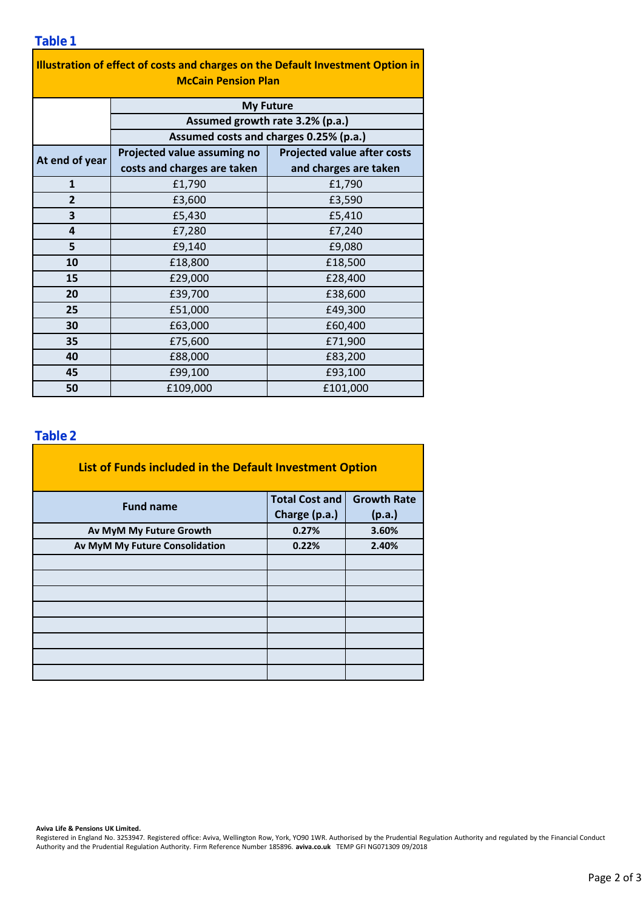## Table 1

| Illustration of effect of costs and charges on the Default Investment Option in McCain Pension Plan | | |
|---|---|---|
| | My Future | |
| | Assumed growth rate 3.2% (p.a.) | |
| | Assumed costs and charges 0.25% (p.a.) | |
| At end of year | Projected value assuming no costs and charges are taken | Projected value after costs and charges are taken |
| 1 | £1,790 | £1,790 |
| 2 | £3,600 | £3,590 |
| 3 | £5,430 | £5,410 |
| 4 | £7,280 | £7,240 |
| 5 | £9,140 | £9,080 |
| 10 | £18,800 | £18,500 |
| 15 | £29,000 | £28,400 |
| 20 | £39,700 | £38,600 |
| 25 | £51,000 | £49,300 |
| 30 | £63,000 | £60,400 |
| 35 | £75,600 | £71,900 |
| 40 | £88,000 | £83,200 |
| 45 | £99,100 | £93,100 |
| 50 | £109,000 | £101,000 |

## Table 2

| List of Funds included in the Default Investment Option | | |
|---|---|---|
| Fund name | Total Cost and Charge (p.a.) | Growth Rate (p.a.) |
| Av MyM My Future Growth | 0.27% | 3.60% |
| Av MyM My Future Consolidation | 0.22% | 2.40% |
| | | |
| | | |
| | | |
| | | |
| | | |
| | | |
| | | |
| | | |

**Aviva Life & Pensions UK Limited.**
Registered in England No. 3253947. Registered office: Aviva, Wellington Row, York, YO90 1WR. Authorised by the Prudential Regulation Authority and regulated by the Financial Conduct Authority and the Prudential Regulation Authority. Firm Reference Number 185896. **aviva.co.uk** TEMP GFI NG071309 09/2018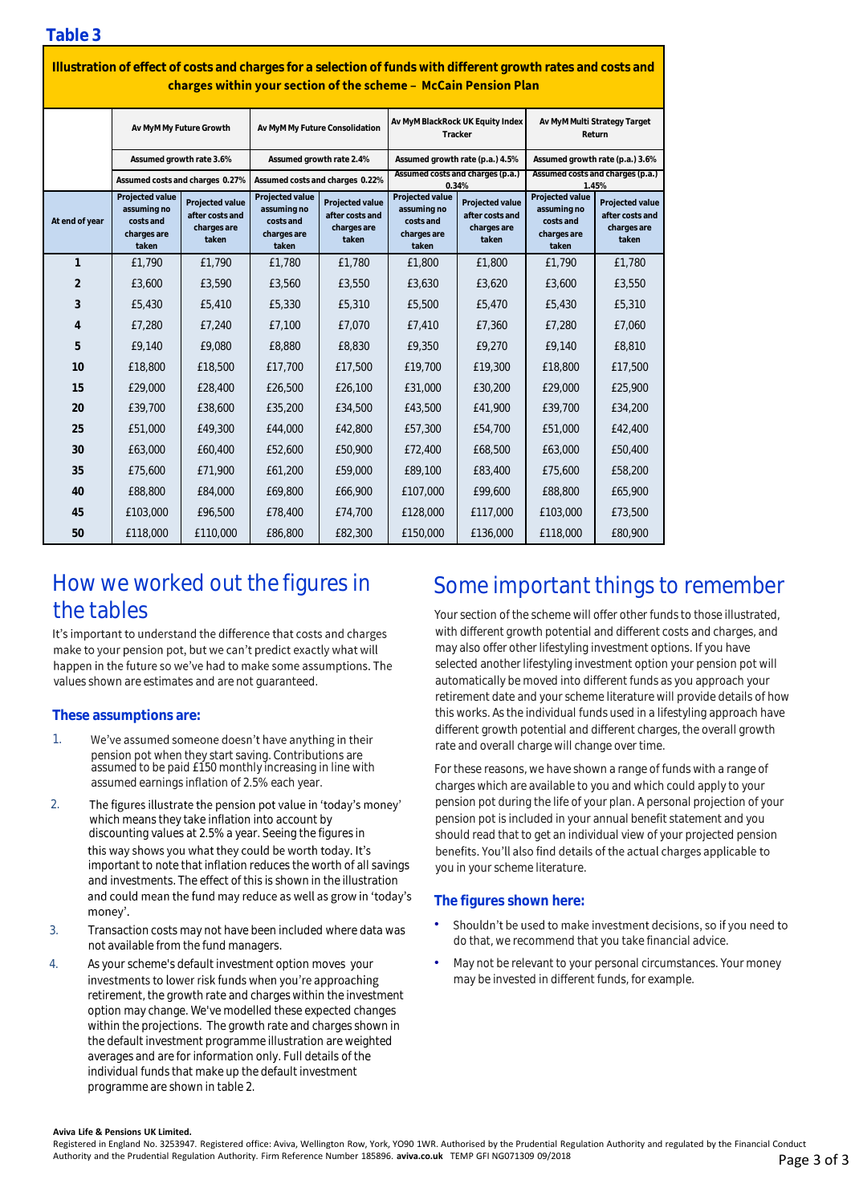## Table 3

| Illustration of effect of costs and charges for a selection of funds with different growth rates and costs and charges within your section of the scheme – McCain Pension Plan | | | | | | | | |
|---|---|---|---|---|---|---|---|---|
| | Av MyM My Future Growth | | Av MyM My Future Consolidation | | Av MyM BlackRock UK Equity Index Tracker | | Av MyM Multi Strategy Target Return | |
| | Assumed growth rate 3.6% | | Assumed growth rate 2.4% | | Assumed growth rate (p.a.) 4.5% | | Assumed growth rate (p.a.) 3.6% | |
| | Assumed costs and charges 0.27% | | Assumed costs and charges 0.22% | | Assumed costs and charges (p.a.) 0.34% | | Assumed costs and charges (p.a.) 1.45% | |
| At end of year | Projected value assuming no costs and charges are taken | Projected value after costs and charges are taken | Projected value assuming no costs and charges are taken | Projected value after costs and charges are taken | Projected value assuming no costs and charges are taken | Projected value after costs and charges are taken | Projected value assuming no costs and charges are taken | Projected value after costs and charges are taken |
| 1 | £1,790 | £1,790 | £1,780 | £1,780 | £1,800 | £1,800 | £1,790 | £1,780 |
| 2 | £3,600 | £3,590 | £3,560 | £3,550 | £3,630 | £3,620 | £3,600 | £3,550 |
| 3 | £5,430 | £5,410 | £5,330 | £5,310 | £5,500 | £5,470 | £5,430 | £5,310 |
| 4 | £7,280 | £7,240 | £7,100 | £7,070 | £7,410 | £7,360 | £7,280 | £7,060 |
| 5 | £9,140 | £9,080 | £8,880 | £8,830 | £9,350 | £9,270 | £9,140 | £8,810 |
| 10 | £18,800 | £18,500 | £17,700 | £17,500 | £19,700 | £19,300 | £18,800 | £17,500 |
| 15 | £29,000 | £28,400 | £26,500 | £26,100 | £31,000 | £30,200 | £29,000 | £25,900 |
| 20 | £39,700 | £38,600 | £35,200 | £34,500 | £43,500 | £41,900 | £39,700 | £34,200 |
| 25 | £51,000 | £49,300 | £44,000 | £42,800 | £57,300 | £54,700 | £51,000 | £42,400 |
| 30 | £63,000 | £60,400 | £52,600 | £50,900 | £72,400 | £68,500 | £63,000 | £50,400 |
| 35 | £75,600 | £71,900 | £61,200 | £59,000 | £89,100 | £83,400 | £75,600 | £58,200 |
| 40 | £88,800 | £84,000 | £69,800 | £66,900 | £107,000 | £99,600 | £88,800 | £65,900 |
| 45 | £103,000 | £96,500 | £78,400 | £74,700 | £128,000 | £117,000 | £103,000 | £73,500 |
| 50 | £118,000 | £110,000 | £86,800 | £82,300 | £150,000 | £136,000 | £118,000 | £80,900 |

# How we worked out the figures in the tables

It's important to understand the difference that costs and charges make to your pension pot, but we can't predict exactly what will happen in the future so we've had to make some assumptions. The values shown are estimates and are not guaranteed.

### These assumptions are:

1. We've assumed someone doesn't have anything in their pension pot when they start saving. Contributions are assumed to be paid £150 monthly increasing in line with assumed earnings inflation of 2.5% each year.
2. The figures illustrate the pension pot value in 'today's money' which means they take inflation into account by discounting values at 2.5% a year. Seeing the figures in this way shows you what they could be worth today. It's important to note that inflation reduces the worth of all savings and investments. The effect of this is shown in the illustration and could mean the fund may reduce as well as grow in 'today's money'.
3. Transaction costs may not have been included where data was not available from the fund managers.
4. As your scheme's default investment option moves your investments to lower risk funds when you're approaching retirement, the growth rate and charges within the investment option may change. We've modelled these expected changes within the projections. The growth rate and charges shown in the default investment programme illustration are weighted averages and are for information only. Full details of the individual funds that make up the default investment programme are shown in table 2.

# Some important things to remember

Your section of the scheme will offer other funds to those illustrated, with different growth potential and different costs and charges, and may also offer other lifestyling investment options. If you have selected another lifestyling investment option your pension pot will automatically be moved into different funds as you approach your retirement date and your scheme literature will provide details of how this works. As the individual funds used in a lifestyling approach have different growth potential and different charges, the overall growth rate and overall charge will change over time.

For these reasons, we have shown a range of funds with a range of charges which are available to you and which could apply to your pension pot during the life of your plan. A personal projection of your pension pot is included in your annual benefit statement and you should read that to get an individual view of your projected pension benefits. You'll also find details of the actual charges applicable to you in your scheme literature.

### The figures shown here:

- Shouldn't be used to make investment decisions, so if you need to do that, we recommend that you take financial advice.
- May not be relevant to your personal circumstances. Your money may be invested in different funds, for example.

**Aviva Life & Pensions UK Limited.**
Registered in England No. 3253947. Registered office: Aviva, Wellington Row, York, YO90 1WR. Authorised by the Prudential Regulation Authority and regulated by the Financial Conduct Authority and the Prudential Regulation Authority. Firm Reference Number 185896. **aviva.co.uk** TEMP GFI NG071309 09/2018